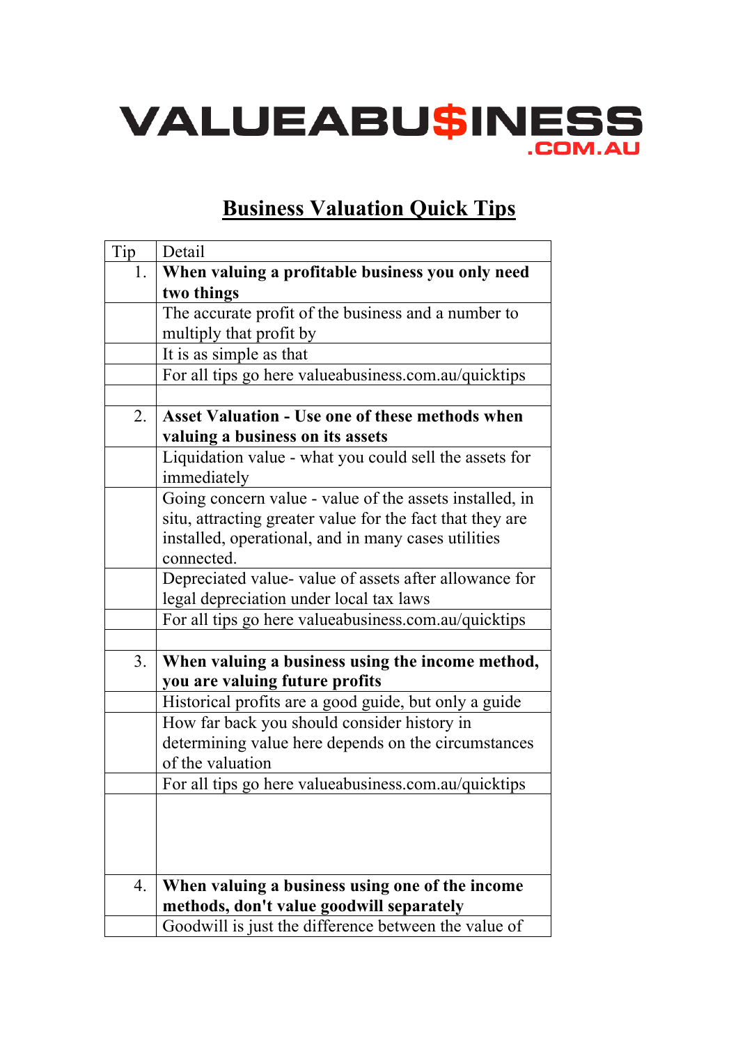VALUEABU$INESS
.COM.AU

# Business Valuation Quick Tips

| Tip | Detail |
|---|---|
| 1. | **When valuing a profitable business you only need two things** |
| | The accurate profit of the business and a number to multiply that profit by |
| | It is as simple as that |
| | For all tips go here valueabusiness.com.au/quicktips |
| | |
| 2. | **Asset Valuation - Use one of these methods when valuing a business on its assets** |
| | Liquidation value - what you could sell the assets for immediately |
| | Going concern value - value of the assets installed, in situ, attracting greater value for the fact that they are installed, operational, and in many cases utilities connected. |
| | Depreciated value- value of assets after allowance for legal depreciation under local tax laws |
| | For all tips go here valueabusiness.com.au/quicktips |
| | |
| 3. | **When valuing a business using the income method, you are valuing future profits** |
| | Historical profits are a good guide, but only a guide |
| | How far back you should consider history in determining value here depends on the circumstances of the valuation |
| | For all tips go here valueabusiness.com.au/quicktips |
| | |
| 4. | **When valuing a business using one of the income methods, don't value goodwill separately** |
| | Goodwill is just the difference between the value of |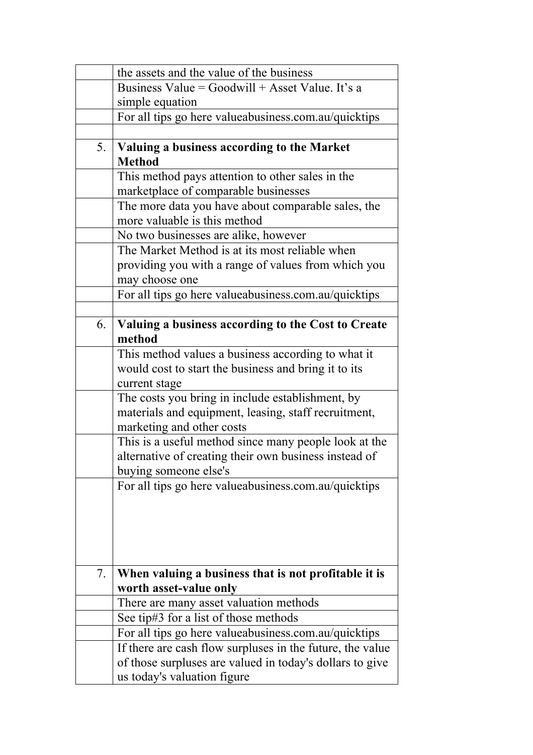|  |  |
|---|---|
|  | the assets and the value of the business |
|  | Business Value = Goodwill + Asset Value. It's a simple equation |
|  | For all tips go here valueabusiness.com.au/quicktips |
|  |  |
| 5. | **Valuing a business according to the Market Method** |
|  | This method pays attention to other sales in the marketplace of comparable businesses |
|  | The more data you have about comparable sales, the more valuable is this method |
|  | No two businesses are alike, however |
|  | The Market Method is at its most reliable when providing you with a range of values from which you may choose one |
|  | For all tips go here valueabusiness.com.au/quicktips |
|  |  |
| 6. | **Valuing a business according to the Cost to Create method** |
|  | This method values a business according to what it would cost to start the business and bring it to its current stage |
|  | The costs you bring in include establishment, by materials and equipment, leasing, staff recruitment, marketing and other costs |
|  | This is a useful method since many people look at the alternative of creating their own business instead of buying someone else's |
|  | For all tips go here valueabusiness.com.au/quicktips |
| 7. | **When valuing a business that is not profitable it is worth asset-value only** |
|  | There are many asset valuation methods |
|  | See tip#3 for a list of those methods |
|  | For all tips go here valueabusiness.com.au/quicktips |
|  | If there are cash flow surpluses in the future, the value of those surpluses are valued in today's dollars to give us today's valuation figure |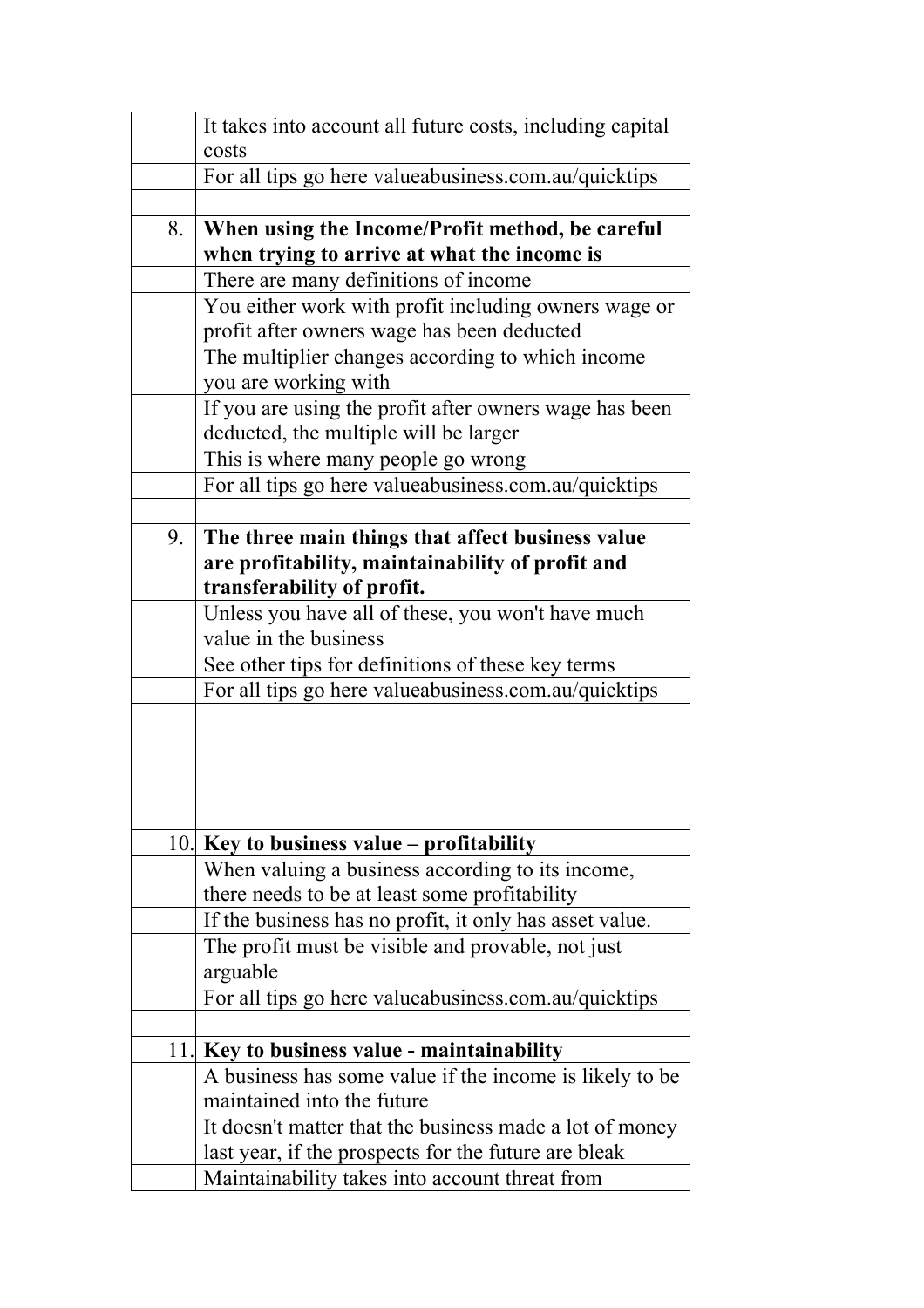| | |
|---|---|
| | It takes into account all future costs, including capital costs |
| | For all tips go here valueabusiness.com.au/quicktips |
| | |
| 8. | **When using the Income/Profit method, be careful when trying to arrive at what the income is** |
| | There are many definitions of income |
| | You either work with profit including owners wage or profit after owners wage has been deducted |
| | The multiplier changes according to which income you are working with |
| | If you are using the profit after owners wage has been deducted, the multiple will be larger |
| | This is where many people go wrong |
| | For all tips go here valueabusiness.com.au/quicktips |
| | |
| 9. | **The three main things that affect business value are profitability, maintainability of profit and transferability of profit.** |
| | Unless you have all of these, you won't have much value in the business |
| | See other tips for definitions of these key terms |
| | For all tips go here valueabusiness.com.au/quicktips |
| | |
| 10. | **Key to business value – profitability** |
| | When valuing a business according to its income, there needs to be at least some profitability |
| | If the business has no profit, it only has asset value. |
| | The profit must be visible and provable, not just arguable |
| | For all tips go here valueabusiness.com.au/quicktips |
| | |
| 11. | **Key to business value - maintainability** |
| | A business has some value if the income is likely to be maintained into the future |
| | It doesn't matter that the business made a lot of money last year, if the prospects for the future are bleak |
| | Maintainability takes into account threat from |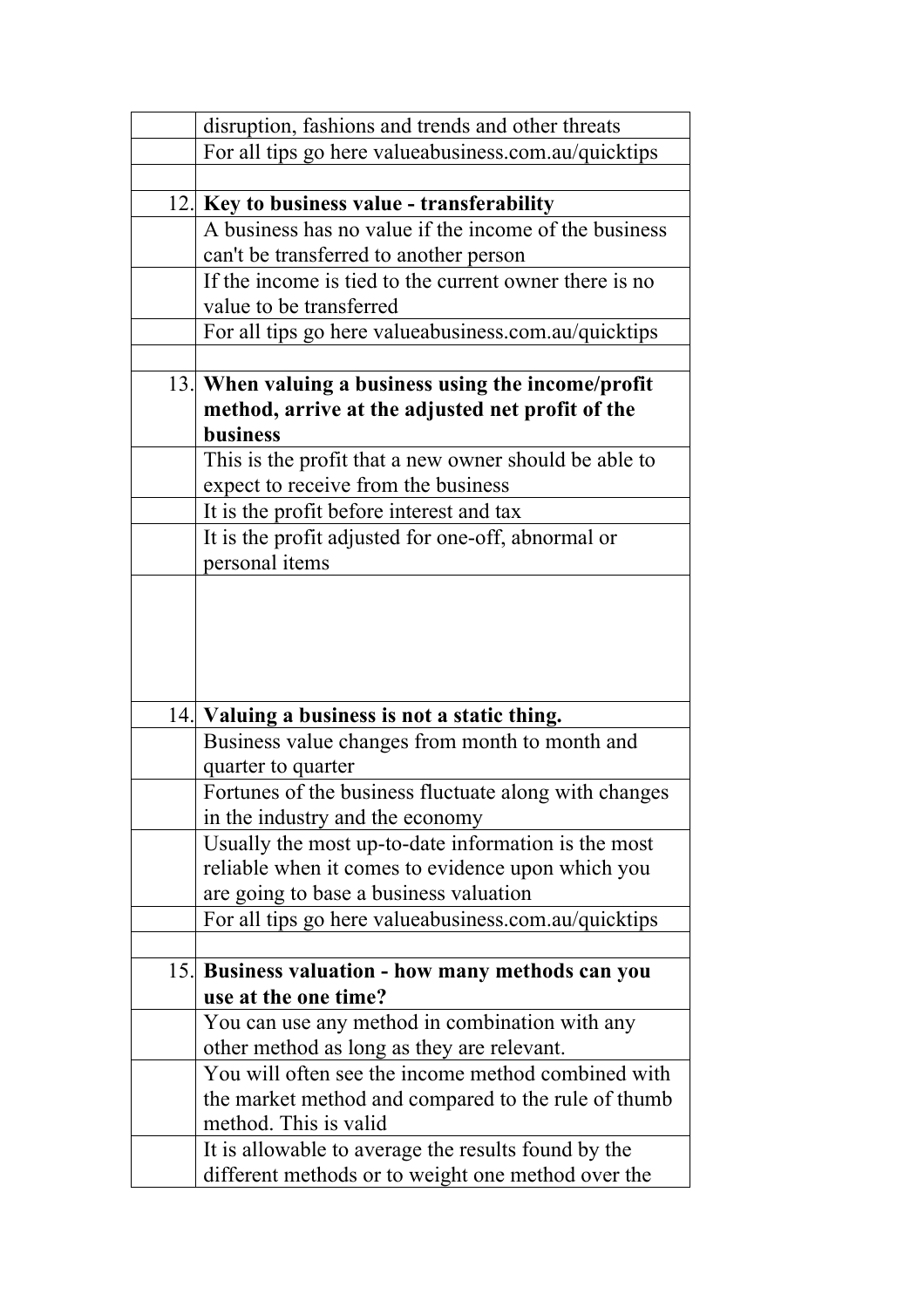|  |  |
|---|---|
|  | disruption, fashions and trends and other threats |
|  | For all tips go here valueabusiness.com.au/quicktips |
|  |  |
| 12. | **Key to business value - transferability** |
|  | A business has no value if the income of the business can't be transferred to another person |
|  | If the income is tied to the current owner there is no value to be transferred |
|  | For all tips go here valueabusiness.com.au/quicktips |
|  |  |
| 13. | **When valuing a business using the income/profit method, arrive at the adjusted net profit of the business** |
|  | This is the profit that a new owner should be able to expect to receive from the business |
|  | It is the profit before interest and tax |
|  | It is the profit adjusted for one-off, abnormal or personal items |
|  |  |
| 14. | **Valuing a business is not a static thing.** |
|  | Business value changes from month to month and quarter to quarter |
|  | Fortunes of the business fluctuate along with changes in the industry and the economy |
|  | Usually the most up-to-date information is the most reliable when it comes to evidence upon which you are going to base a business valuation |
|  | For all tips go here valueabusiness.com.au/quicktips |
|  |  |
| 15. | **Business valuation - how many methods can you use at the one time?** |
|  | You can use any method in combination with any other method as long as they are relevant. |
|  | You will often see the income method combined with the market method and compared to the rule of thumb method. This is valid |
|  | It is allowable to average the results found by the different methods or to weight one method over the |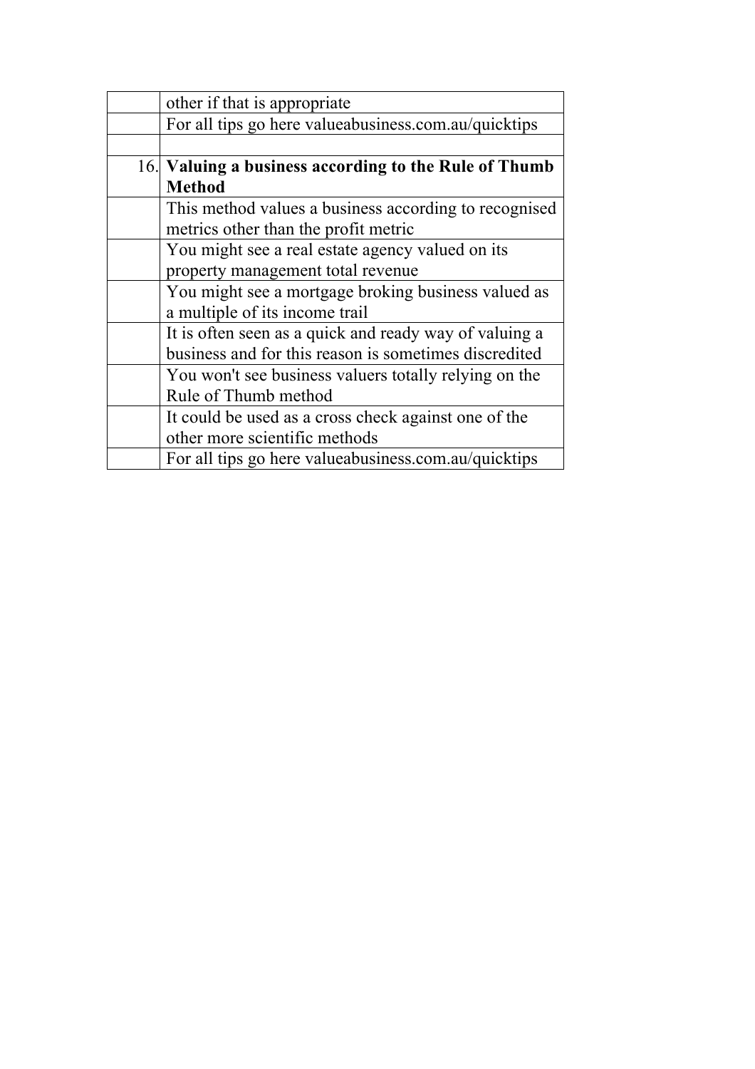| | |
|---|---|
| | other if that is appropriate |
| | For all tips go here valueabusiness.com.au/quicktips |
| | |
| 16. | **Valuing a business according to the Rule of Thumb Method** |
| | This method values a business according to recognised metrics other than the profit metric |
| | You might see a real estate agency valued on its property management total revenue |
| | You might see a mortgage broking business valued as a multiple of its income trail |
| | It is often seen as a quick and ready way of valuing a business and for this reason is sometimes discredited |
| | You won't see business valuers totally relying on the Rule of Thumb method |
| | It could be used as a cross check against one of the other more scientific methods |
| | For all tips go here valueabusiness.com.au/quicktips |